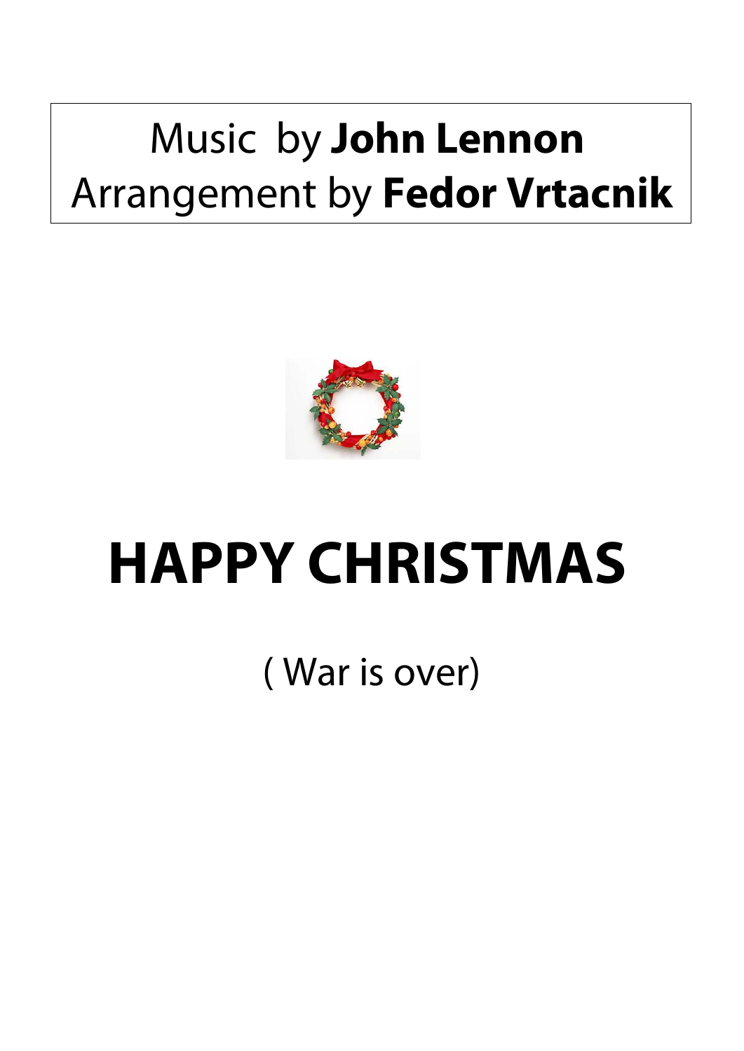Music by **John Lennon**
Arrangement by **Fedor Vrtacnik**

# HAPPY CHRISTMAS

( War is over)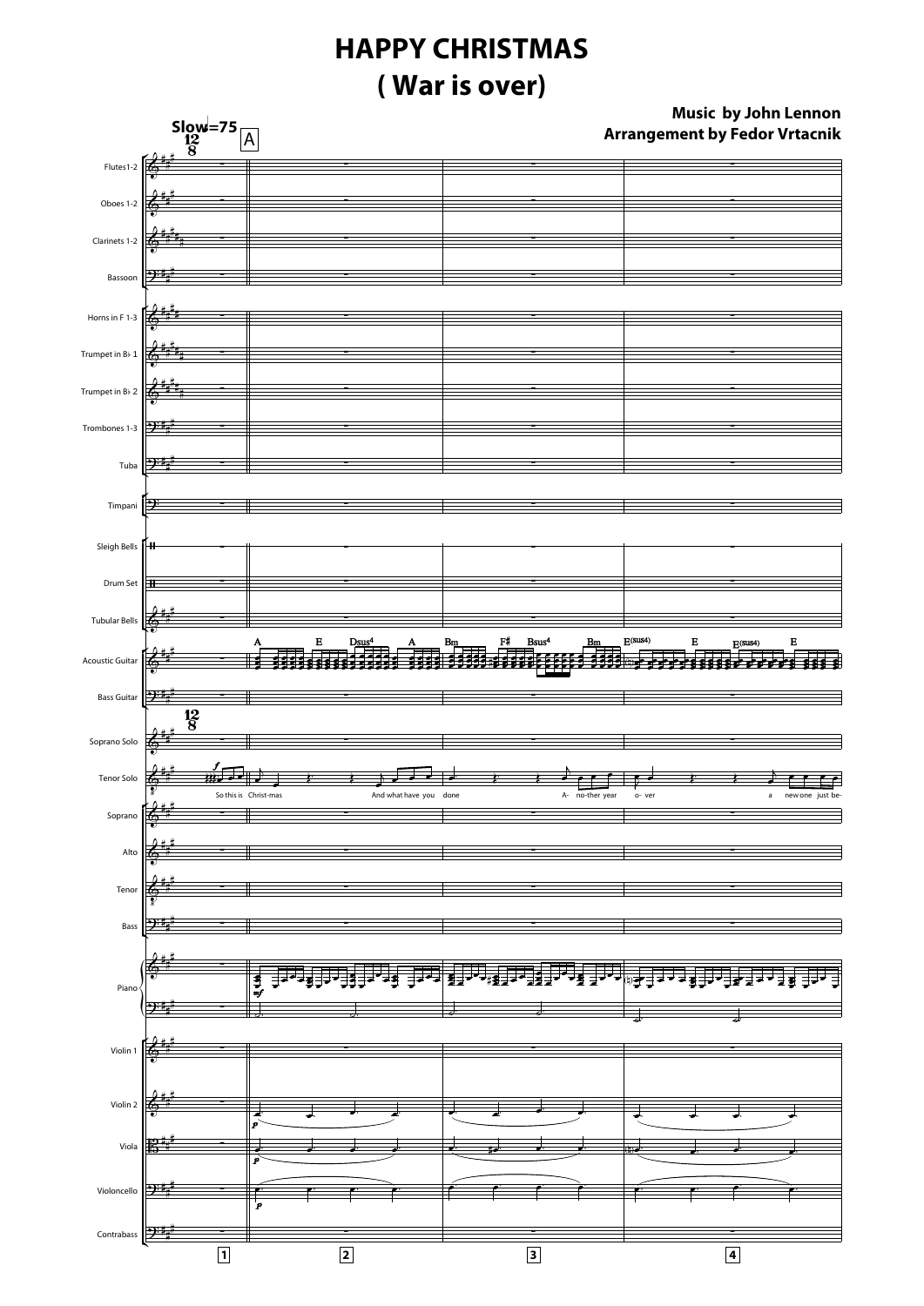# HAPPY CHRISTMAS
## ( War is over)

**Music by John Lennon**
**Arrangement by Fedor Vrtacnik**